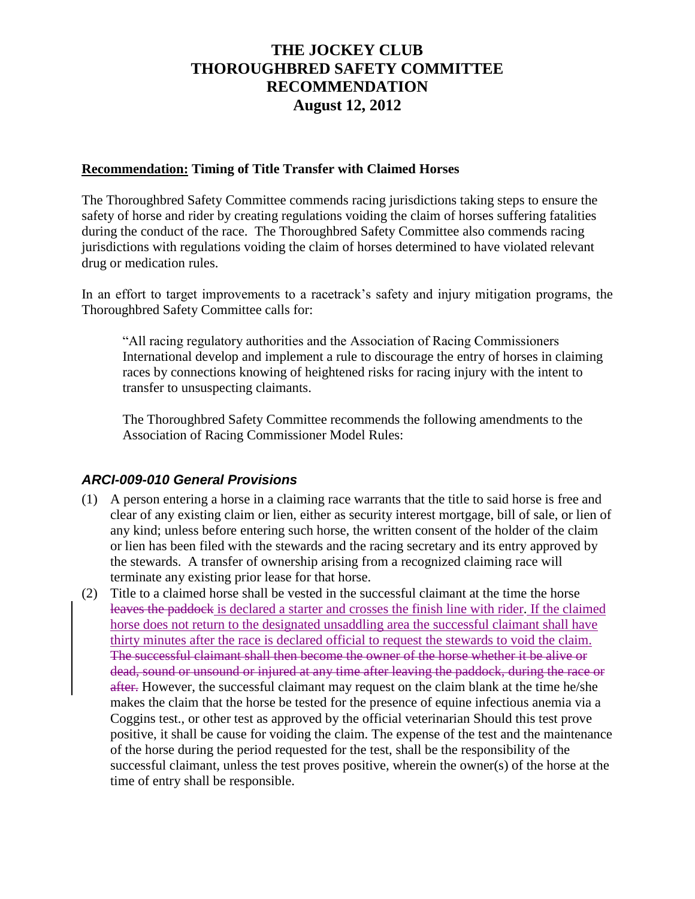# THE JOCKEY CLUB
# THOROUGHBRED SAFETY COMMITTEE
# RECOMMENDATION
# August 12, 2012

**<u>Recommendation:</u> Timing of Title Transfer with Claimed Horses**

The Thoroughbred Safety Committee commends racing jurisdictions taking steps to ensure the safety of horse and rider by creating regulations voiding the claim of horses suffering fatalities during the conduct of the race. The Thoroughbred Safety Committee also commends racing jurisdictions with regulations voiding the claim of horses determined to have violated relevant drug or medication rules.

In an effort to target improvements to a racetrack's safety and injury mitigation programs, the Thoroughbred Safety Committee calls for:

> "All racing regulatory authorities and the Association of Racing Commissioners International develop and implement a rule to discourage the entry of horses in claiming races by connections knowing of heightened risks for racing injury with the intent to transfer to unsuspecting claimants.
>
> The Thoroughbred Safety Committee recommends the following amendments to the Association of Racing Commissioner Model Rules:

## *ARCI-009-010 General Provisions*

(1) A person entering a horse in a claiming race warrants that the title to said horse is free and clear of any existing claim or lien, either as security interest mortgage, bill of sale, or lien of any kind; unless before entering such horse, the written consent of the holder of the claim or lien has been filed with the stewards and the racing secretary and its entry approved by the stewards. A transfer of ownership arising from a recognized claiming race will terminate any existing prior lease for that horse.

(2) Title to a claimed horse shall be vested in the successful claimant at the time the horse ~~leaves the paddock~~ <u>is declared a starter and crosses the finish line with rider</u>. <u>If the claimed horse does not return to the designated unsaddling area the successful claimant shall have thirty minutes after the race is declared official to request the stewards to void the claim.</u> ~~The successful claimant shall then become the owner of the horse whether it be alive or dead, sound or unsound or injured at any time after leaving the paddock, during the race or after.~~ However, the successful claimant may request on the claim blank at the time he/she makes the claim that the horse be tested for the presence of equine infectious anemia via a Coggins test., or other test as approved by the official veterinarian Should this test prove positive, it shall be cause for voiding the claim. The expense of the test and the maintenance of the horse during the period requested for the test, shall be the responsibility of the successful claimant, unless the test proves positive, wherein the owner(s) of the horse at the time of entry shall be responsible.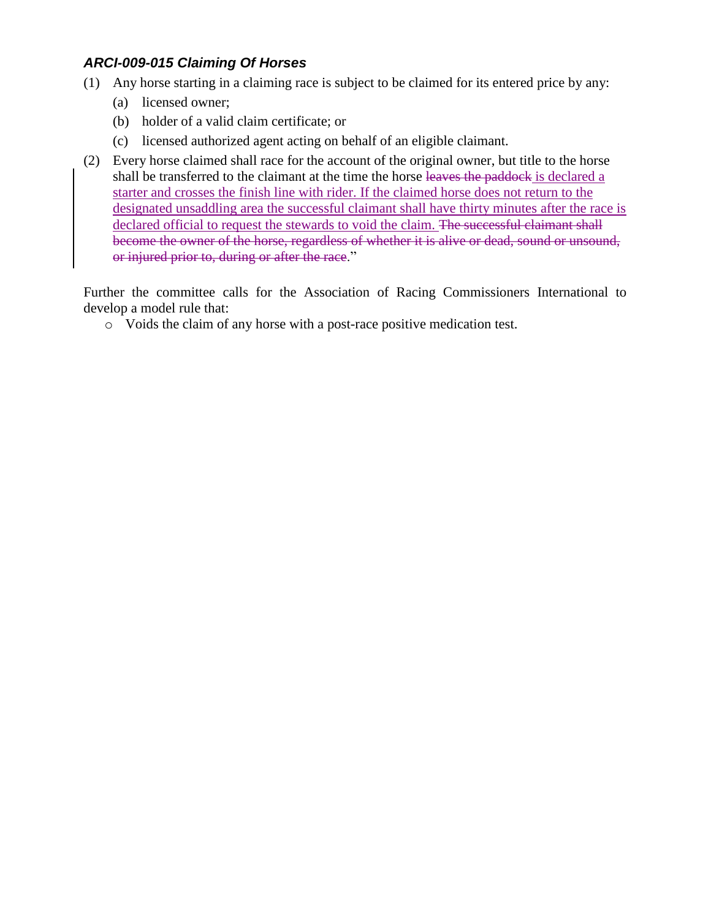### *ARCI-009-015 Claiming Of Horses*

(1) Any horse starting in a claiming race is subject to be claimed for its entered price by any:

  (a) licensed owner;

  (b) holder of a valid claim certificate; or

  (c) licensed authorized agent acting on behalf of an eligible claimant.

(2) Every horse claimed shall race for the account of the original owner, but title to the horse shall be transferred to the claimant at the time the horse ~~leaves the paddock~~ <u>is declared a starter and crosses the finish line with rider. If the claimed horse does not return to the designated unsaddling area the successful claimant shall have thirty minutes after the race is declared official to request the stewards to void the claim.</u> ~~The successful claimant shall become the owner of the horse, regardless of whether it is alive or dead, sound or unsound, or injured prior to, during or after the race~~."

Further the committee calls for the Association of Racing Commissioners International to develop a model rule that:

- Voids the claim of any horse with a post-race positive medication test.